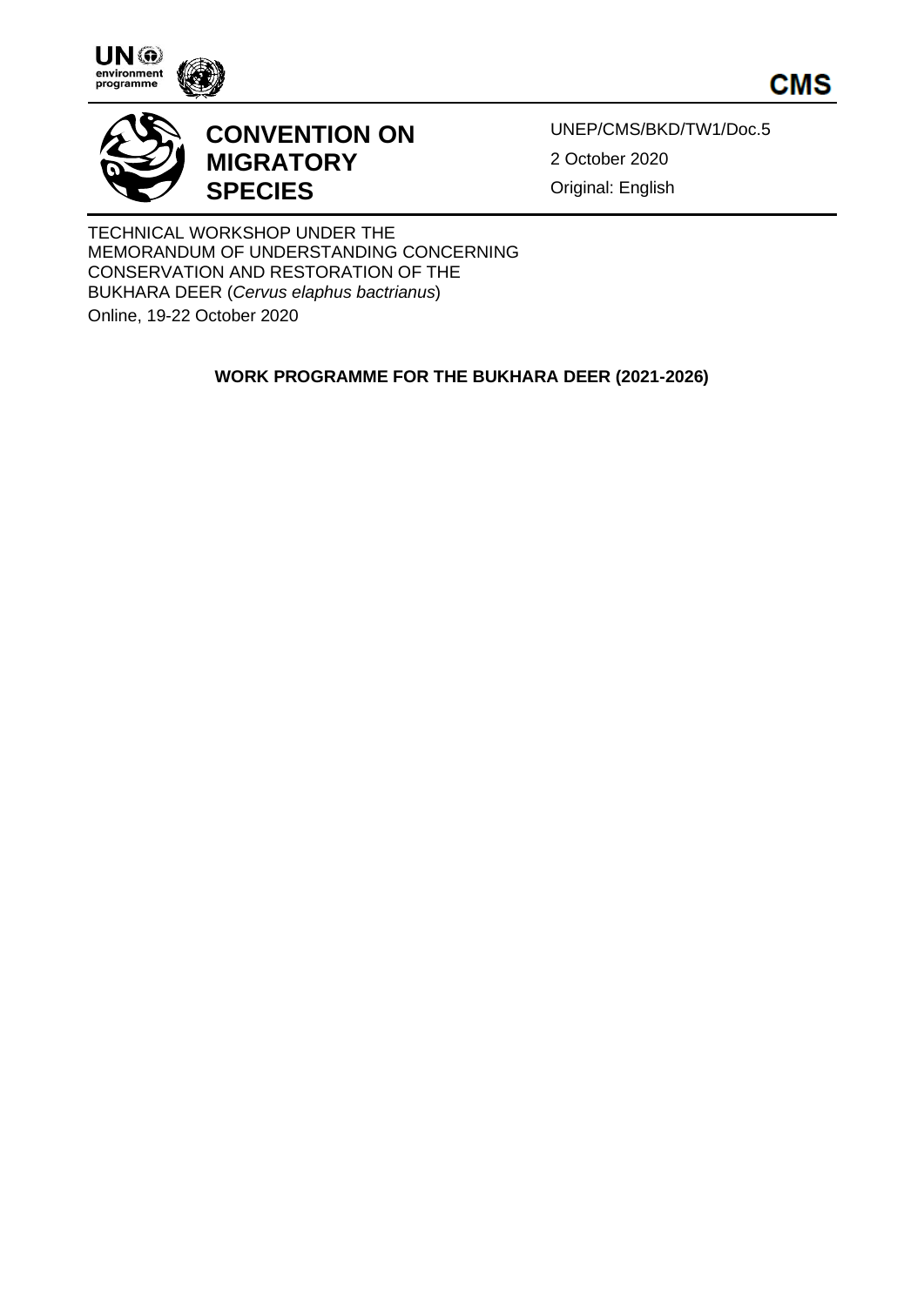CMS

# CONVENTION ON MIGRATORY SPECIES

UNEP/CMS/BKD/TW1/Doc.5

2 October 2020

Original: English

TECHNICAL WORKSHOP UNDER THE MEMORANDUM OF UNDERSTANDING CONCERNING CONSERVATION AND RESTORATION OF THE BUKHARA DEER (*Cervus elaphus bactrianus*)

Online, 19-22 October 2020

## WORK PROGRAMME FOR THE BUKHARA DEER (2021-2026)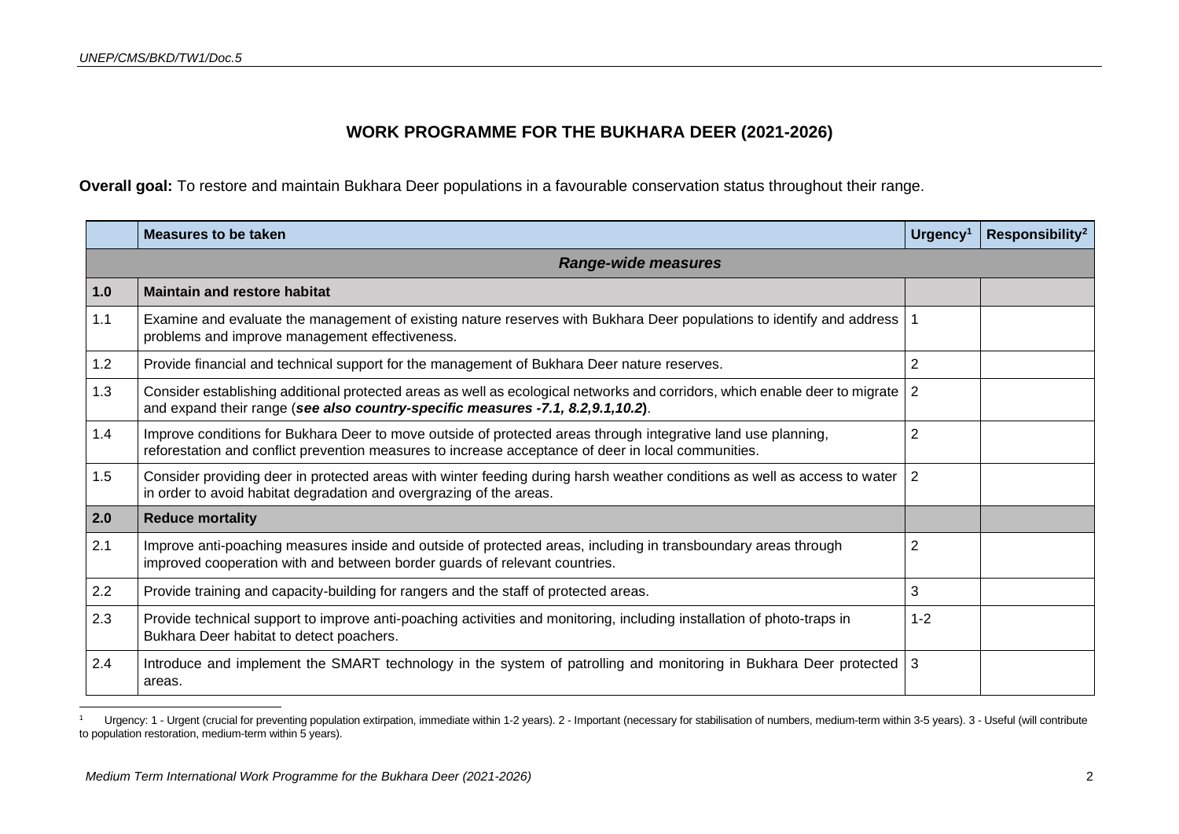## WORK PROGRAMME FOR THE BUKHARA DEER (2021-2026)

**Overall goal:** To restore and maintain Bukhara Deer populations in a favourable conservation status throughout their range.

| | Measures to be taken | Urgency[1] | Responsibility[2] |
|---|---|---|---|
| | ***Range-wide measures*** | | |
| **1.0** | **Maintain and restore habitat** | | |
| 1.1 | Examine and evaluate the management of existing nature reserves with Bukhara Deer populations to identify and address problems and improve management effectiveness. | 1 | |
| 1.2 | Provide financial and technical support for the management of Bukhara Deer nature reserves. | 2 | |
| 1.3 | Consider establishing additional protected areas as well as ecological networks and corridors, which enable deer to migrate and expand their range (***see also country-specific measures -7.1, 8.2,9.1,10.2***). | 2 | |
| 1.4 | Improve conditions for Bukhara Deer to move outside of protected areas through integrative land use planning, reforestation and conflict prevention measures to increase acceptance of deer in local communities. | 2 | |
| 1.5 | Consider providing deer in protected areas with winter feeding during harsh weather conditions as well as access to water in order to avoid habitat degradation and overgrazing of the areas. | 2 | |
| **2.0** | **Reduce mortality** | | |
| 2.1 | Improve anti-poaching measures inside and outside of protected areas, including in transboundary areas through improved cooperation with and between border guards of relevant countries. | 2 | |
| 2.2 | Provide training and capacity-building for rangers and the staff of protected areas. | 3 | |
| 2.3 | Provide technical support to improve anti-poaching activities and monitoring, including installation of photo-traps in Bukhara Deer habitat to detect poachers. | 1-2 | |
| 2.4 | Introduce and implement the SMART technology in the system of patrolling and monitoring in Bukhara Deer protected areas. | 3 | |

[1] Urgency: 1 - Urgent (crucial for preventing population extirpation, immediate within 1-2 years). 2 - Important (necessary for stabilisation of numbers, medium-term within 3-5 years). 3 - Useful (will contribute to population restoration, medium-term within 5 years).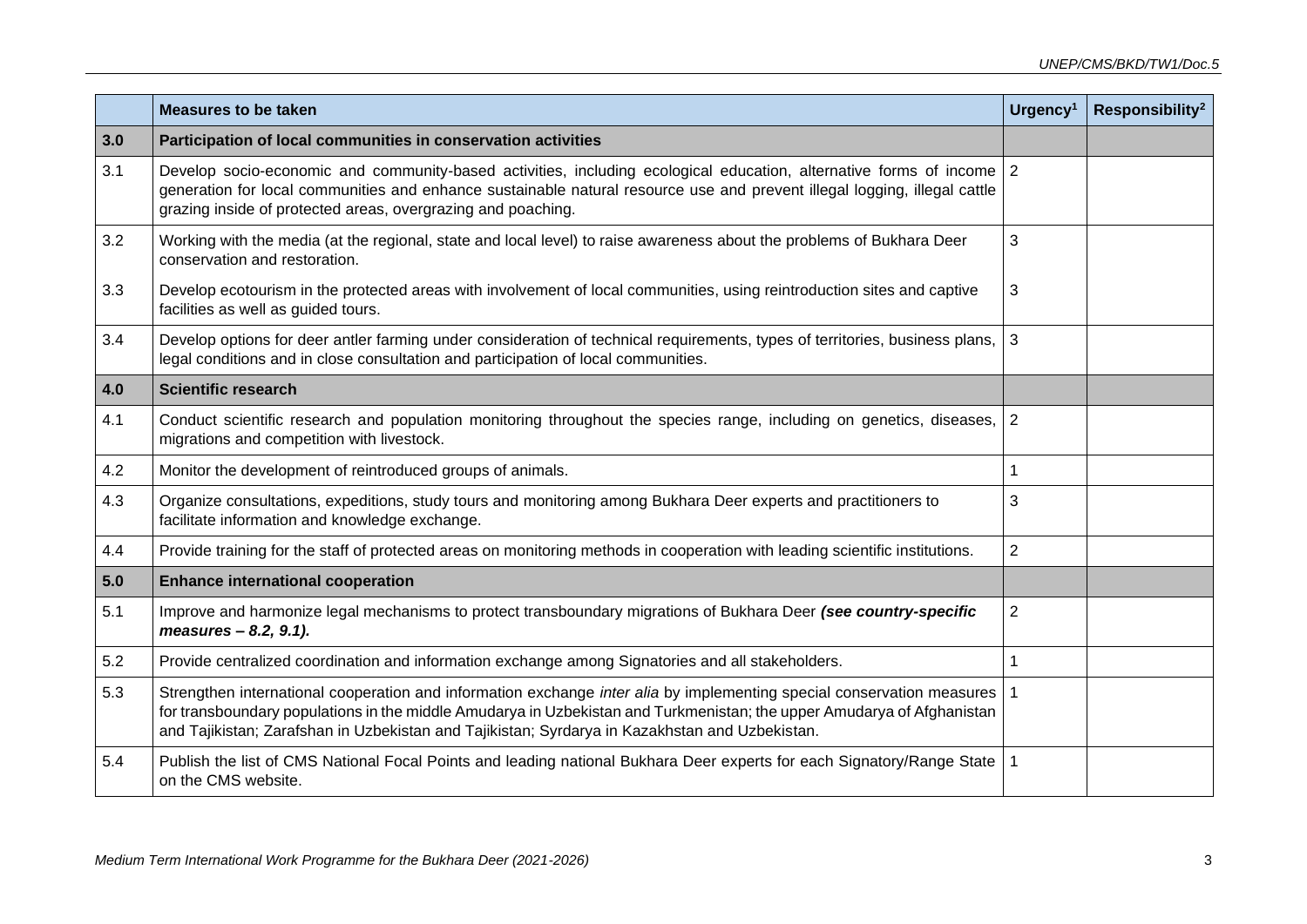| | Measures to be taken | Urgency[1] | Responsibility[2] |
|---|---|---|---|
| **3.0** | **Participation of local communities in conservation activities** | | |
| 3.1 | Develop socio-economic and community-based activities, including ecological education, alternative forms of income generation for local communities and enhance sustainable natural resource use and prevent illegal logging, illegal cattle grazing inside of protected areas, overgrazing and poaching. | 2 | |
| 3.2 | Working with the media (at the regional, state and local level) to raise awareness about the problems of Bukhara Deer conservation and restoration. | 3 | |
| 3.3 | Develop ecotourism in the protected areas with involvement of local communities, using reintroduction sites and captive facilities as well as guided tours. | 3 | |
| 3.4 | Develop options for deer antler farming under consideration of technical requirements, types of territories, business plans, legal conditions and in close consultation and participation of local communities. | 3 | |
| **4.0** | **Scientific research** | | |
| 4.1 | Conduct scientific research and population monitoring throughout the species range, including on genetics, diseases, migrations and competition with livestock. | 2 | |
| 4.2 | Monitor the development of reintroduced groups of animals. | 1 | |
| 4.3 | Organize consultations, expeditions, study tours and monitoring among Bukhara Deer experts and practitioners to facilitate information and knowledge exchange. | 3 | |
| 4.4 | Provide training for the staff of protected areas on monitoring methods in cooperation with leading scientific institutions. | 2 | |
| **5.0** | **Enhance international cooperation** | | |
| 5.1 | Improve and harmonize legal mechanisms to protect transboundary migrations of Bukhara Deer ***(see country-specific measures – 8.2, 9.1).*** | 2 | |
| 5.2 | Provide centralized coordination and information exchange among Signatories and all stakeholders. | 1 | |
| 5.3 | Strengthen international cooperation and information exchange *inter alia* by implementing special conservation measures for transboundary populations in the middle Amudarya in Uzbekistan and Turkmenistan; the upper Amudarya of Afghanistan and Tajikistan; Zarafshan in Uzbekistan and Tajikistan; Syrdarya in Kazakhstan and Uzbekistan. | 1 | |
| 5.4 | Publish the list of CMS National Focal Points and leading national Bukhara Deer experts for each Signatory/Range State on the CMS website. | 1 | |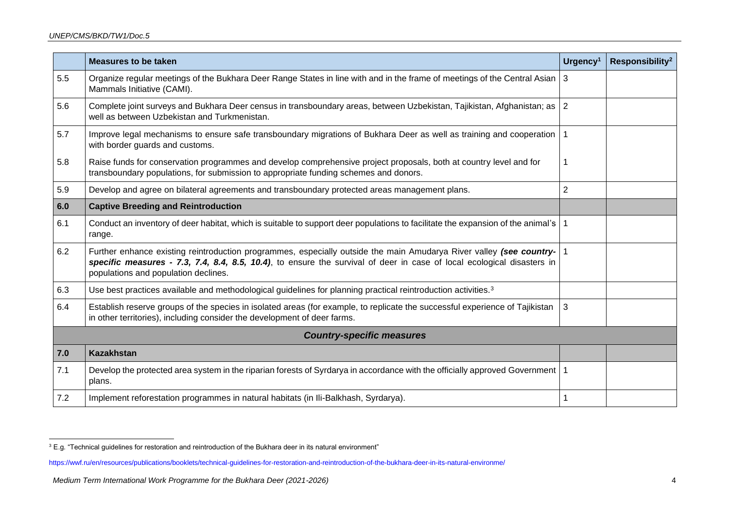| | Measures to be taken | Urgency[1] | Responsibility[2] |
|---|---|---|---|
| 5.5 | Organize regular meetings of the Bukhara Deer Range States in line with and in the frame of meetings of the Central Asian Mammals Initiative (CAMI). | 3 | |
| 5.6 | Complete joint surveys and Bukhara Deer census in transboundary areas, between Uzbekistan, Tajikistan, Afghanistan; as well as between Uzbekistan and Turkmenistan. | 2 | |
| 5.7 | Improve legal mechanisms to ensure safe transboundary migrations of Bukhara Deer as well as training and cooperation with border guards and customs. | 1 | |
| 5.8 | Raise funds for conservation programmes and develop comprehensive project proposals, both at country level and for transboundary populations, for submission to appropriate funding schemes and donors. | 1 | |
| 5.9 | Develop and agree on bilateral agreements and transboundary protected areas management plans. | 2 | |
| **6.0** | **Captive Breeding and Reintroduction** | | |
| 6.1 | Conduct an inventory of deer habitat, which is suitable to support deer populations to facilitate the expansion of the animal's range. | 1 | |
| 6.2 | Further enhance existing reintroduction programmes, especially outside the main Amudarya River valley ***(see country-specific measures - 7.3, 7.4, 8.4, 8.5, 10.4)***, to ensure the survival of deer in case of local ecological disasters in populations and population declines. | 1 | |
| 6.3 | Use best practices available and methodological guidelines for planning practical reintroduction activities.[3] | | |
| 6.4 | Establish reserve groups of the species in isolated areas (for example, to replicate the successful experience of Tajikistan in other territories), including consider the development of deer farms. | 3 | |
| | ***Country-specific measures*** | | |
| **7.0** | **Kazakhstan** | | |
| 7.1 | Develop the protected area system in the riparian forests of Syrdarya in accordance with the officially approved Government plans. | 1 | |
| 7.2 | Implement reforestation programmes in natural habitats (in Ili-Balkhash, Syrdarya). | 1 | |

[3] E.g. "Technical guidelines for restoration and reintroduction of the Bukhara deer in its natural environment"

https://wwf.ru/en/resources/publications/booklets/technical-guidelines-for-restoration-and-reintroduction-of-the-bukhara-deer-in-its-natural-environme/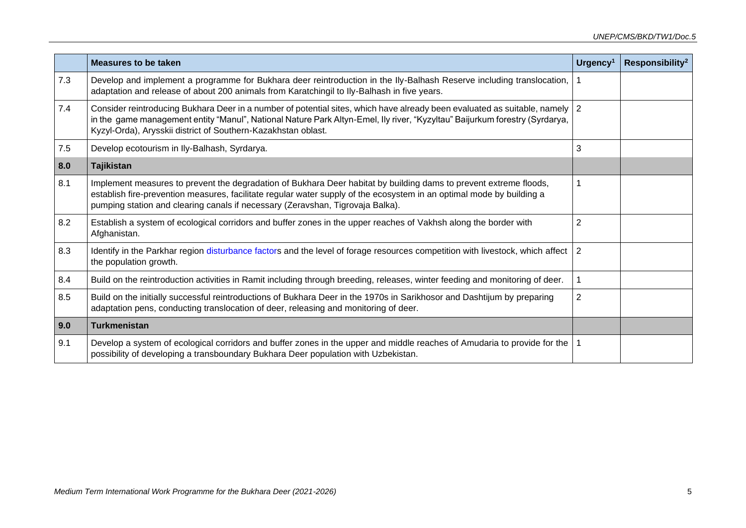|  | Measures to be taken | Urgency[1] | Responsibility[2] |
|---|---|---|---|
| 7.3 | Develop and implement a programme for Bukhara deer reintroduction in the Ily-Balhash Reserve including translocation, adaptation and release of about 200 animals from Karatchingil to Ily-Balhash in five years. | 1 |  |
| 7.4 | Consider reintroducing Bukhara Deer in a number of potential sites, which have already been evaluated as suitable, namely in the game management entity "Manul", National Nature Park Altyn-Emel, Ily river, "Kyzyltau" Baijurkum forestry (Syrdarya, Kyzyl-Orda), Arysskii district of Southern-Kazakhstan oblast. | 2 |  |
| 7.5 | Develop ecotourism in Ily-Balhash, Syrdarya. | 3 |  |
| **8.0** | **Tajikistan** |  |  |
| 8.1 | Implement measures to prevent the degradation of Bukhara Deer habitat by building dams to prevent extreme floods, establish fire-prevention measures, facilitate regular water supply of the ecosystem in an optimal mode by building a pumping station and clearing canals if necessary (Zeravshan, Tigrovaja Balka). | 1 |  |
| 8.2 | Establish a system of ecological corridors and buffer zones in the upper reaches of Vakhsh along the border with Afghanistan. | 2 |  |
| 8.3 | Identify in the Parkhar region disturbance factors and the level of forage resources competition with livestock, which affect the population growth. | 2 |  |
| 8.4 | Build on the reintroduction activities in Ramit including through breeding, releases, winter feeding and monitoring of deer. | 1 |  |
| 8.5 | Build on the initially successful reintroductions of Bukhara Deer in the 1970s in Sarikhosor and Dashtijum by preparing adaptation pens, conducting translocation of deer, releasing and monitoring of deer. | 2 |  |
| **9.0** | **Turkmenistan** |  |  |
| 9.1 | Develop a system of ecological corridors and buffer zones in the upper and middle reaches of Amudaria to provide for the possibility of developing a transboundary Bukhara Deer population with Uzbekistan. | 1 |  |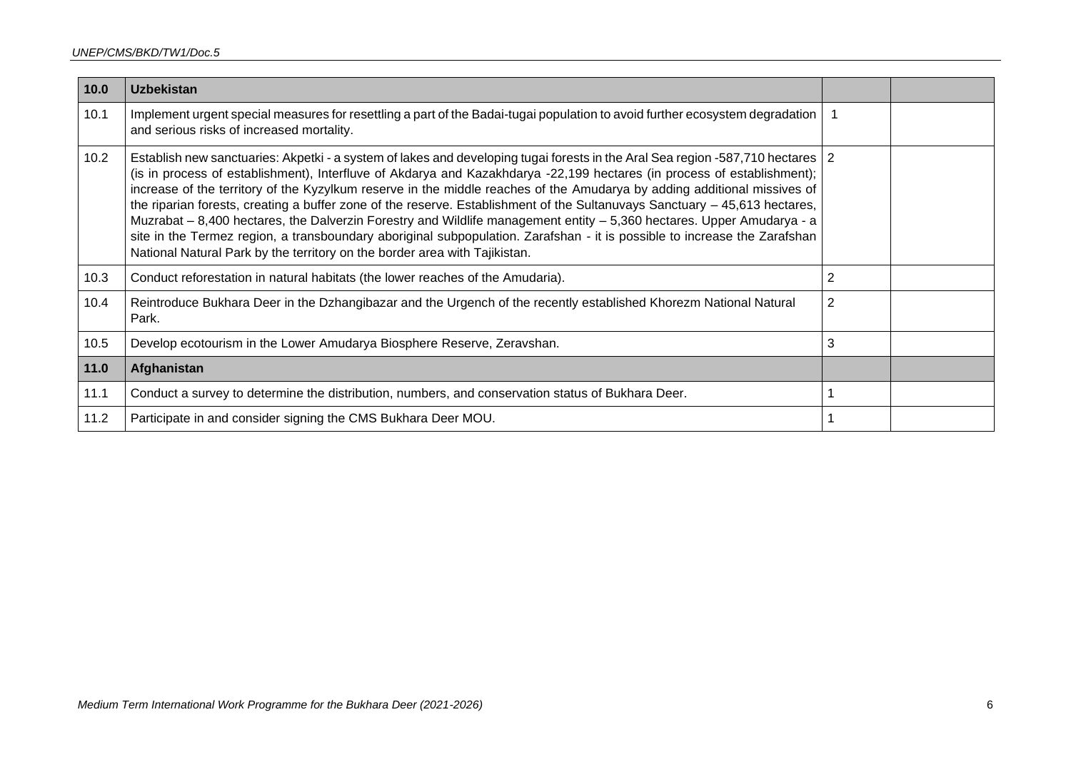| | | | |
|---|---|---|---|
| **10.0** | **Uzbekistan** | | |
| 10.1 | Implement urgent special measures for resettling a part of the Badai-tugai population to avoid further ecosystem degradation and serious risks of increased mortality. | 1 | |
| 10.2 | Establish new sanctuaries: Akpetki - a system of lakes and developing tugai forests in the Aral Sea region -587,710 hectares (is in process of establishment), Interfluve of Akdarya and Kazakhdarya -22,199 hectares (in process of establishment); increase of the territory of the Kyzylkum reserve in the middle reaches of the Amudarya by adding additional missives of the riparian forests, creating a buffer zone of the reserve. Establishment of the Sultanuvays Sanctuary – 45,613 hectares, Muzrabat – 8,400 hectares, the Dalverzin Forestry and Wildlife management entity – 5,360 hectares. Upper Amudarya - a site in the Termez region, a transboundary aboriginal subpopulation. Zarafshan - it is possible to increase the Zarafshan National Natural Park by the territory on the border area with Tajikistan. | 2 | |
| 10.3 | Conduct reforestation in natural habitats (the lower reaches of the Amudaria). | 2 | |
| 10.4 | Reintroduce Bukhara Deer in the Dzhangibazar and the Urgench of the recently established Khorezm National Natural Park. | 2 | |
| 10.5 | Develop ecotourism in the Lower Amudarya Biosphere Reserve, Zeravshan. | 3 | |
| **11.0** | **Afghanistan** | | |
| 11.1 | Conduct a survey to determine the distribution, numbers, and conservation status of Bukhara Deer. | 1 | |
| 11.2 | Participate in and consider signing the CMS Bukhara Deer MOU. | 1 | |